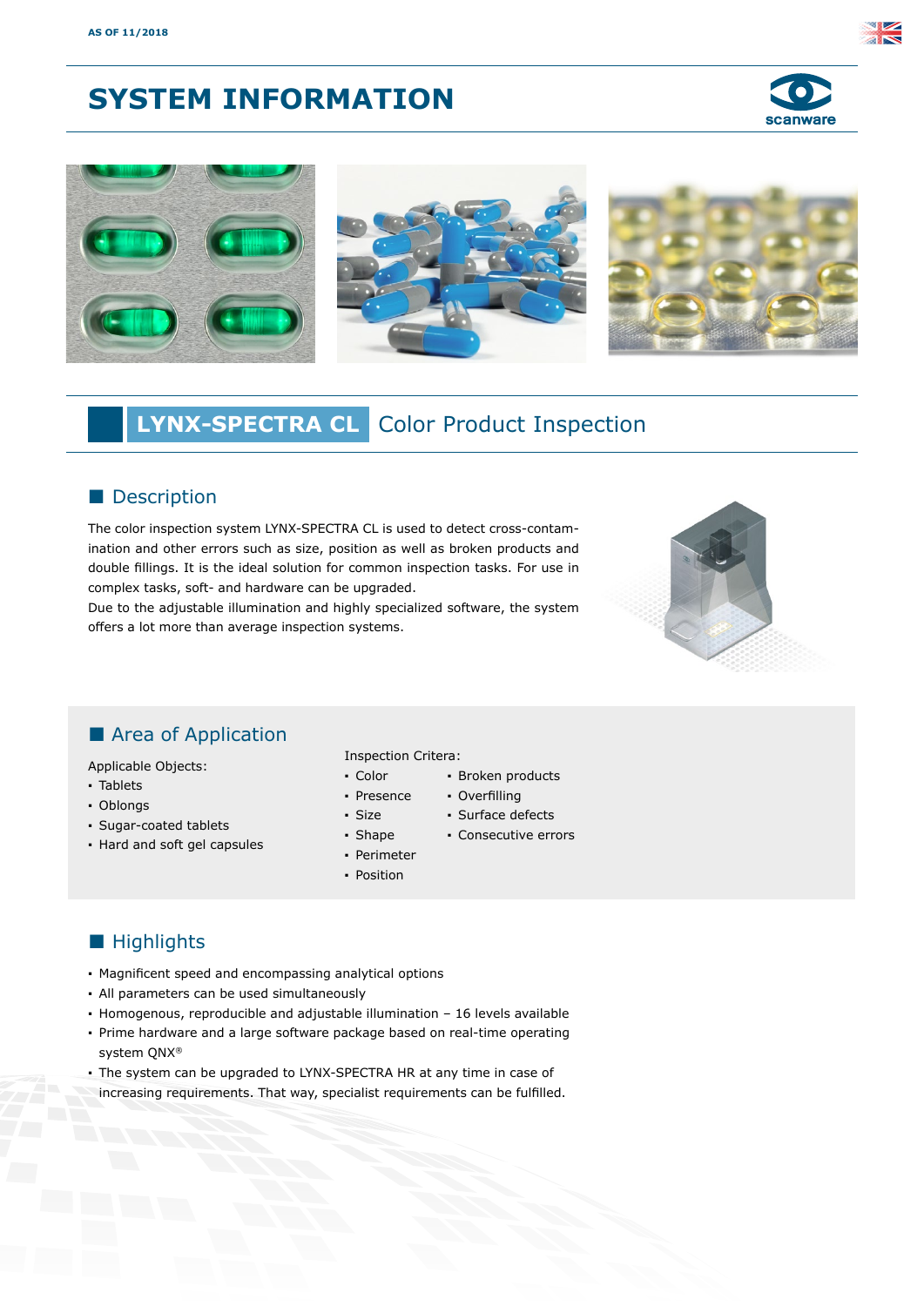AS OF 11/2018

# SYSTEM INFORMATION

## LYNX-SPECTRA CL Color Product Inspection

### Description

The color inspection system LYNX-SPECTRA CL is used to detect cross-contamination and other errors such as size, position as well as broken products and double fillings. It is the ideal solution for common inspection tasks. For use in complex tasks, soft- and hardware can be upgraded.
Due to the adjustable illumination and highly specialized software, the system offers a lot more than average inspection systems.

### Area of Application

Applicable Objects:

- Tablets
- Oblongs
- Sugar-coated tablets
- Hard and soft gel capsules

Inspection Critera:

- Color
- Presence
- Size
- Shape
- Perimeter
- Position
- Broken products
- Overfilling
- Surface defects
- Consecutive errors

### Highlights

- Magnificent speed and encompassing analytical options
- All parameters can be used simultaneously
- Homogenous, reproducible and adjustable illumination – 16 levels available
- Prime hardware and a large software package based on real-time operating system QNX®
- The system can be upgraded to LYNX-SPECTRA HR at any time in case of increasing requirements. That way, specialist requirements can be fulfilled.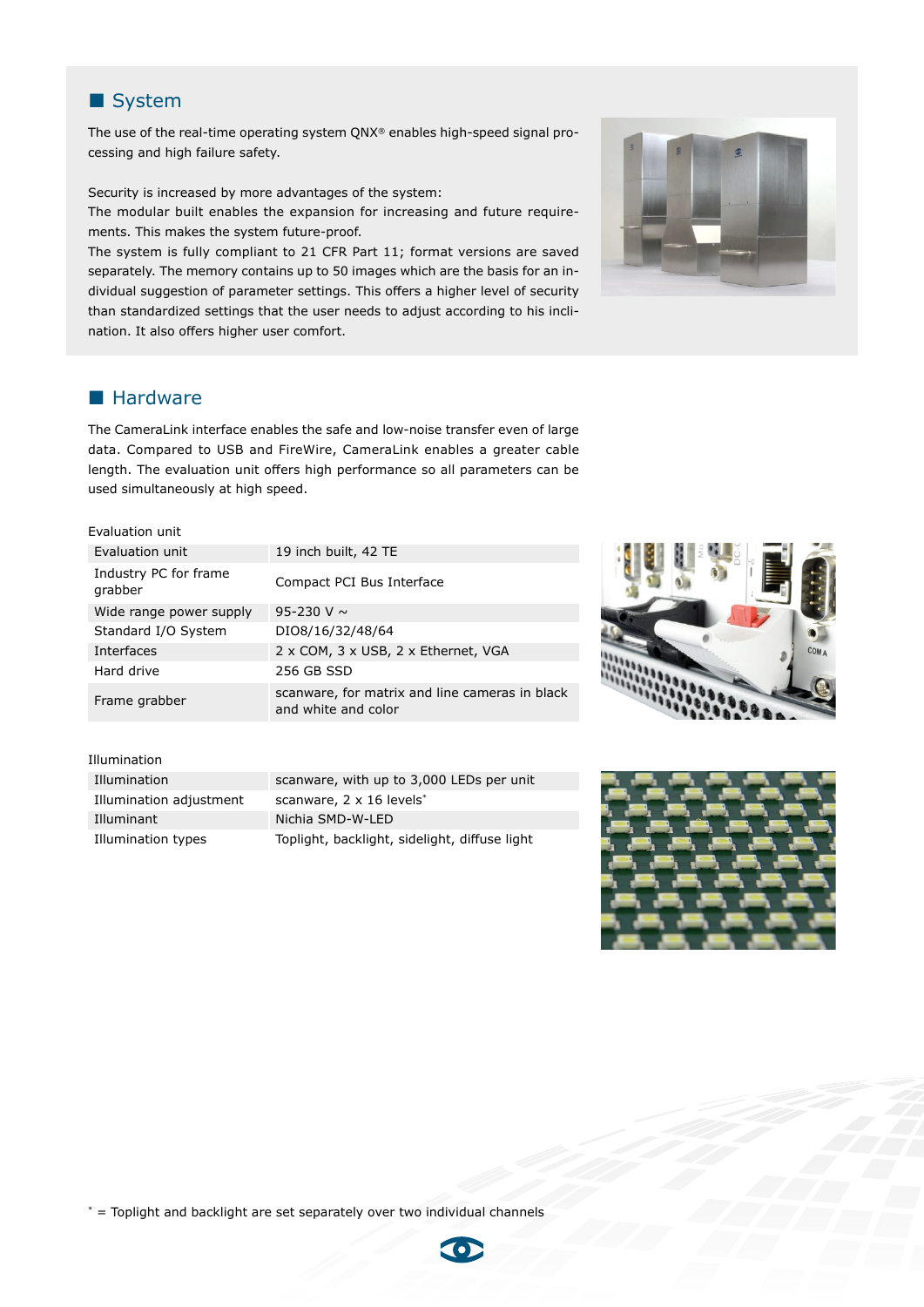## System

The use of the real-time operating system QNX® enables high-speed signal processing and high failure safety.

Security is increased by more advantages of the system:
The modular built enables the expansion for increasing and future requirements. This makes the system future-proof.
The system is fully compliant to 21 CFR Part 11; format versions are saved separately. The memory contains up to 50 images which are the basis for an individual suggestion of parameter settings. This offers a higher level of security than standardized settings that the user needs to adjust according to his inclination. It also offers higher user comfort.

## Hardware

The CameraLink interface enables the safe and low-noise transfer even of large data. Compared to USB and FireWire, CameraLink enables a greater cable length. The evaluation unit offers high performance so all parameters can be used simultaneously at high speed.

Evaluation unit

| | |
|---|---|
| Evaluation unit | 19 inch built, 42 TE |
| Industry PC for frame grabber | Compact PCI Bus Interface |
| Wide range power supply | 95-230 V ~ |
| Standard I/O System | DIO8/16/32/48/64 |
| Interfaces | 2 x COM, 3 x USB, 2 x Ethernet, VGA |
| Hard drive | 256 GB SSD |
| Frame grabber | scanware, for matrix and line cameras in black and white and color |

Illumination

| | |
|---|---|
| Illumination | scanware, with up to 3,000 LEDs per unit |
| Illumination adjustment | scanware, 2 x 16 levels* |
| Illuminant | Nichia SMD-W-LED |
| Illumination types | Toplight, backlight, sidelight, diffuse light |

* = Toplight and backlight are set separately over two individual channels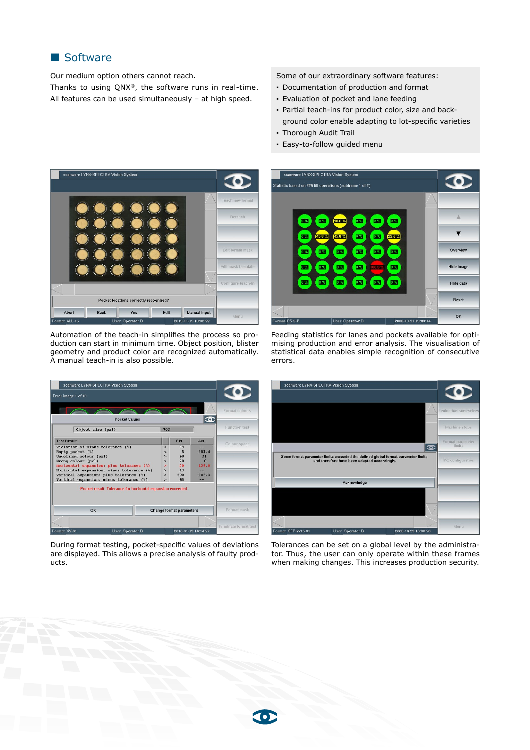## Software

Our medium option others cannot reach.
Thanks to using QNX®, the software runs in real-time.
All features can be used simultaneously – at high speed.

Some of our extraordinary software features:

- Documentation of production and format
- Evaluation of pocket and lane feeding
- Partial teach-ins for product color, size and background color enable adapting to lot-specific varieties
- Thorough Audit Trail
- Easy-to-follow guided menu

Automation of the teach-in simplifies the process so production can start in minimum time. Object position, blister geometry and product color are recognized automatically. A manual teach-in is also possible.

Feeding statistics for lanes and pockets available for optimising production and error analysis. The visualisation of statistical data enables simple recognition of consecutive errors.

During format testing, pocket-specific values of deviations are displayed. This allows a precise analysis of faulty products.

Tolerances can be set on a global level by the administrator. Thus, the user can only operate within these frames when making changes. This increases production security.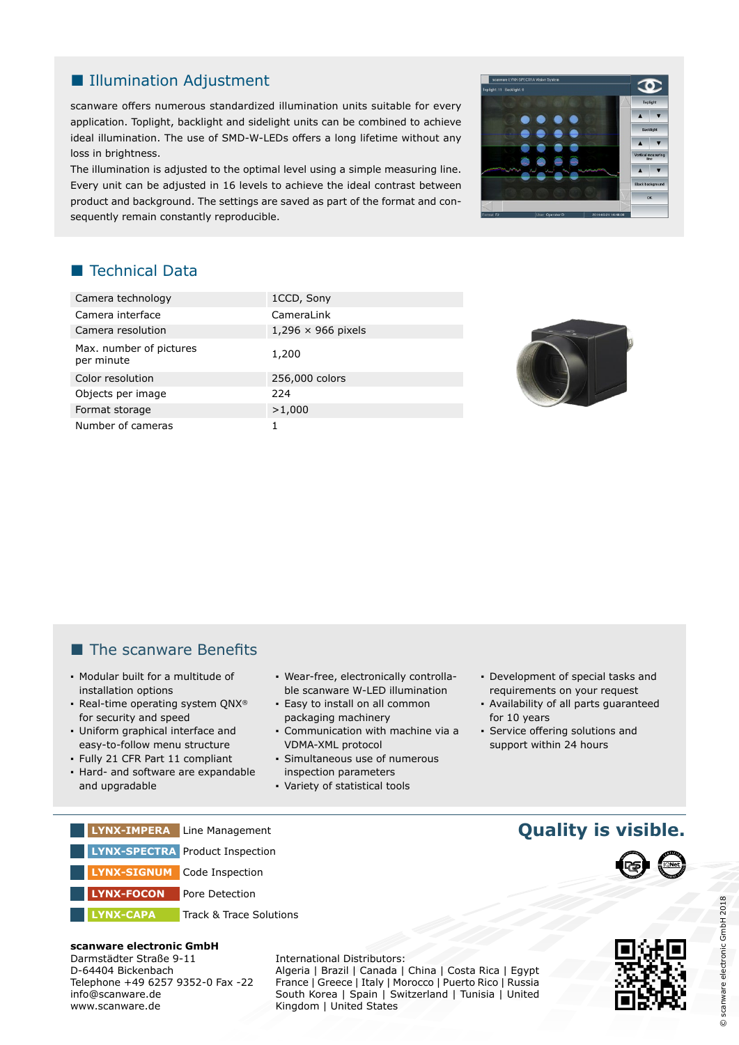## Illumination Adjustment

scanware offers numerous standardized illumination units suitable for every application. Toplight, backlight and sidelight units can be combined to achieve ideal illumination. The use of SMD-W-LEDs offers a long lifetime without any loss in brightness.

The illumination is adjusted to the optimal level using a simple measuring line. Every unit can be adjusted in 16 levels to achieve the ideal contrast between product and background. The settings are saved as part of the format and consequently remain constantly reproducible.

## Technical Data

| | |
|---|---|
| Camera technology | 1CCD, Sony |
| Camera interface | CameraLink |
| Camera resolution | 1,296 × 966 pixels |
| Max. number of pictures per minute | 1,200 |
| Color resolution | 256,000 colors |
| Objects per image | 224 |
| Format storage | >1,000 |
| Number of cameras | 1 |

## The scanware Benefits

- Modular built for a multitude of installation options
- Real-time operating system QNX® for security and speed
- Uniform graphical interface and easy-to-follow menu structure
- Fully 21 CFR Part 11 compliant
- Hard- and software are expandable and upgradable
- Wear-free, electronically controllable scanware W-LED illumination
- Easy to install on all common packaging machinery
- Communication with machine via a VDMA-XML protocol
- Simultaneous use of numerous inspection parameters
- Variety of statistical tools
- Development of special tasks and requirements on your request
- Availability of all parts guaranteed for 10 years
- Service offering solutions and support within 24 hours

**LYNX-IMPERA** Line Management
**LYNX-SPECTRA** Product Inspection
**LYNX-SIGNUM** Code Inspection
**LYNX-FOCON** Pore Detection
**LYNX-CAPA** Track & Trace Solutions

**Quality is visible.**

**scanware electronic GmbH**
Darmstädter Straße 9-11
D-64404 Bickenbach
Telephone +49 6257 9352-0 Fax -22
info@scanware.de
www.scanware.de

International Distributors:
Algeria | Brazil | Canada | China | Costa Rica | Egypt
France | Greece | Italy | Morocco | Puerto Rico | Russia
South Korea | Spain | Switzerland | Tunisia | United Kingdom | United States

© scanware electronic GmbH 2018